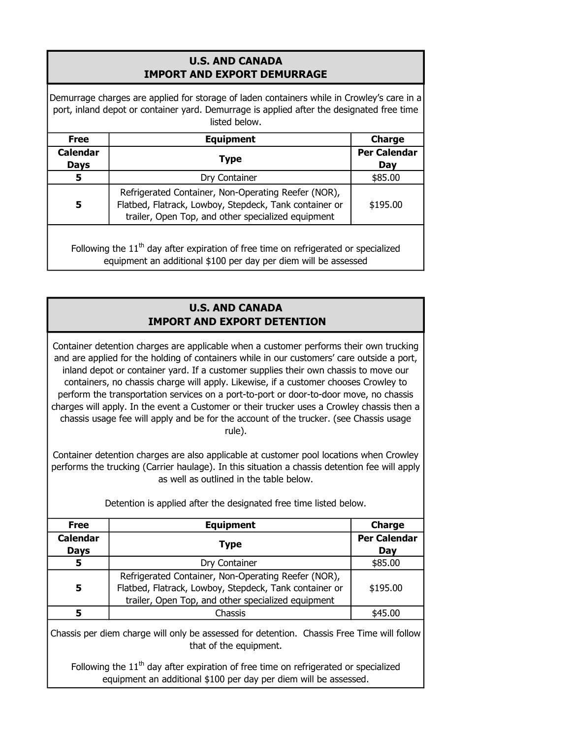## U.S. AND CANADA
## IMPORT AND EXPORT DEMURRAGE

Demurrage charges are applied for storage of laden containers while in Crowley's care in a port, inland depot or container yard. Demurrage is applied after the designated free time listed below.

| Free Calendar Days | Equipment Type | Charge Per Calendar Day |
|---|---|---|
| 5 | Dry Container | $85.00 |
| 5 | Refrigerated Container, Non-Operating Reefer (NOR), Flatbed, Flatrack, Lowboy, Stepdeck, Tank container or trailer, Open Top, and other specialized equipment | $195.00 |

Following the 11th day after expiration of free time on refrigerated or specialized equipment an additional $100 per day per diem will be assessed

## U.S. AND CANADA
## IMPORT AND EXPORT DETENTION

Container detention charges are applicable when a customer performs their own trucking and are applied for the holding of containers while in our customers' care outside a port, inland depot or container yard. If a customer supplies their own chassis to move our containers, no chassis charge will apply. Likewise, if a customer chooses Crowley to perform the transportation services on a port-to-port or door-to-door move, no chassis charges will apply. In the event a Customer or their trucker uses a Crowley chassis then a chassis usage fee will apply and be for the account of the trucker. (see Chassis usage rule).

Container detention charges are also applicable at customer pool locations when Crowley performs the trucking (Carrier haulage). In this situation a chassis detention fee will apply as well as outlined in the table below.

Detention is applied after the designated free time listed below.

| Free Calendar Days | Equipment Type | Charge Per Calendar Day |
|---|---|---|
| 5 | Dry Container | $85.00 |
| 5 | Refrigerated Container, Non-Operating Reefer (NOR), Flatbed, Flatrack, Lowboy, Stepdeck, Tank container or trailer, Open Top, and other specialized equipment | $195.00 |
| 5 | Chassis | $45.00 |

Chassis per diem charge will only be assessed for detention. Chassis Free Time will follow that of the equipment.

Following the 11th day after expiration of free time on refrigerated or specialized equipment an additional $100 per day per diem will be assessed.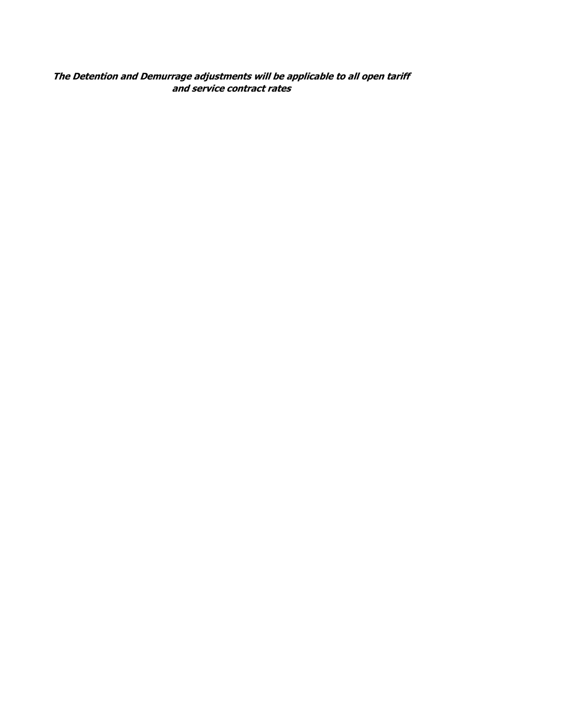***The Detention and Demurrage adjustments will be applicable to all open tariff and service contract rates***